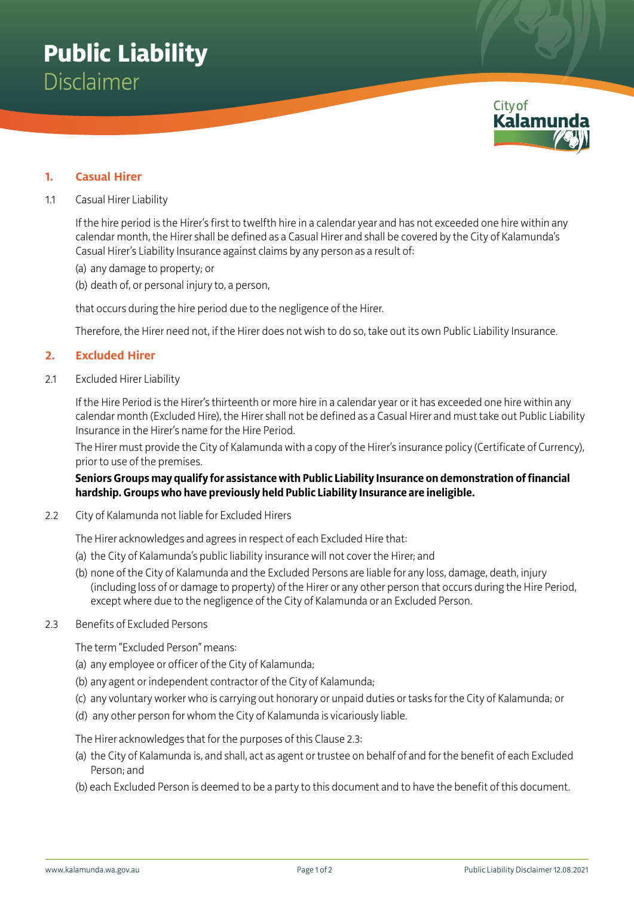# **Public Liability**
Disclaimer

City of **Kalamunda**

## 1. Casual Hirer

1.1 Casual Hirer Liability

If the hire period is the Hirer's first to twelfth hire in a calendar year and has not exceeded one hire within any calendar month, the Hirer shall be defined as a Casual Hirer and shall be covered by the City of Kalamunda's Casual Hirer's Liability Insurance against claims by any person as a result of:

(a) any damage to property; or

(b) death of, or personal injury to, a person,

that occurs during the hire period due to the negligence of the Hirer.

Therefore, the Hirer need not, if the Hirer does not wish to do so, take out its own Public Liability Insurance.

## 2. Excluded Hirer

2.1 Excluded Hirer Liability

If the Hire Period is the Hirer's thirteenth or more hire in a calendar year or it has exceeded one hire within any calendar month (Excluded Hire), the Hirer shall not be defined as a Casual Hirer and must take out Public Liability Insurance in the Hirer's name for the Hire Period.

The Hirer must provide the City of Kalamunda with a copy of the Hirer's insurance policy (Certificate of Currency), prior to use of the premises.

**Seniors Groups may qualify for assistance with Public Liability Insurance on demonstration of financial hardship. Groups who have previously held Public Liability Insurance are ineligible.**

2.2 City of Kalamunda not liable for Excluded Hirers

The Hirer acknowledges and agrees in respect of each Excluded Hire that:

(a) the City of Kalamunda's public liability insurance will not cover the Hirer; and

(b) none of the City of Kalamunda and the Excluded Persons are liable for any loss, damage, death, injury (including loss of or damage to property) of the Hirer or any other person that occurs during the Hire Period, except where due to the negligence of the City of Kalamunda or an Excluded Person.

2.3 Benefits of Excluded Persons

The term "Excluded Person" means:

(a) any employee or officer of the City of Kalamunda;

(b) any agent or independent contractor of the City of Kalamunda;

(c) any voluntary worker who is carrying out honorary or unpaid duties or tasks for the City of Kalamunda; or

(d) any other person for whom the City of Kalamunda is vicariously liable.

The Hirer acknowledges that for the purposes of this Clause 2.3:

(a) the City of Kalamunda is, and shall, act as agent or trustee on behalf of and for the benefit of each Excluded Person; and

(b) each Excluded Person is deemed to be a party to this document and to have the benefit of this document.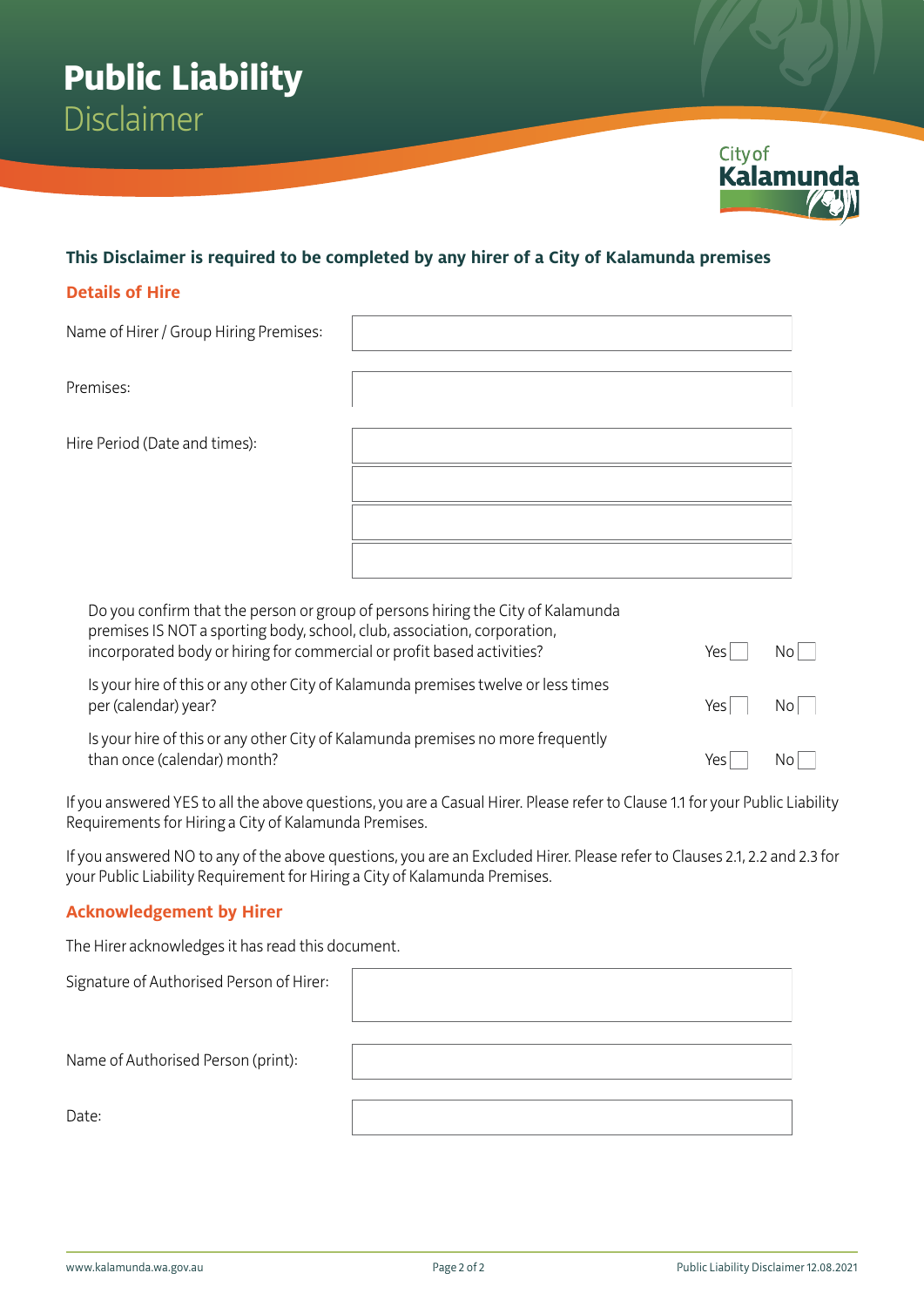# Public Liability Disclaimer

City of Kalamunda

**This Disclaimer is required to be completed by any hirer of a City of Kalamunda premises**

## Details of Hire

| | |
|---|---|
| Name of Hirer / Group Hiring Premises: | |
| Premises: | |
| Hire Period (Date and times): | |
| | |
| | |
| | |

| | | |
|---|---|---|
| Do you confirm that the person or group of persons hiring the City of Kalamunda premises IS NOT a sporting body, school, club, association, corporation, incorporated body or hiring for commercial or profit based activities? | Yes ☐ | No ☐ |
| Is your hire of this or any other City of Kalamunda premises twelve or less times per (calendar) year? | Yes ☐ | No ☐ |
| Is your hire of this or any other City of Kalamunda premises no more frequently than once (calendar) month? | Yes ☐ | No ☐ |

If you answered YES to all the above questions, you are a Casual Hirer. Please refer to Clause 1.1 for your Public Liability Requirements for Hiring a City of Kalamunda Premises.

If you answered NO to any of the above questions, you are an Excluded Hirer. Please refer to Clauses 2.1, 2.2 and 2.3 for your Public Liability Requirement for Hiring a City of Kalamunda Premises.

## Acknowledgement by Hirer

The Hirer acknowledges it has read this document.

| | |
|---|---|
| Signature of Authorised Person of Hirer: | |
| Name of Authorised Person (print): | |
| Date: | |